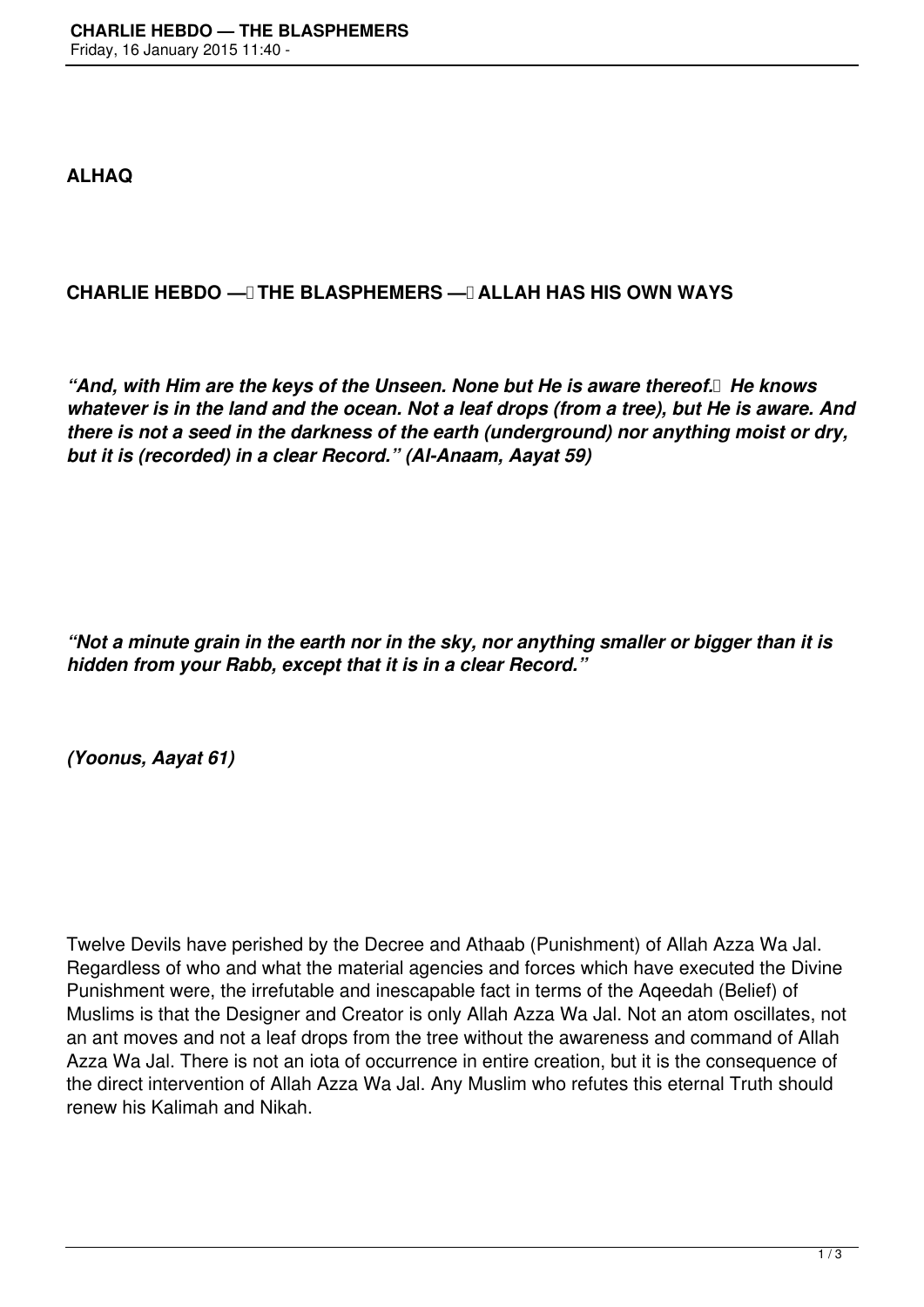**ALHAQ**

## CHARLIE HEBDO — THE BLASPHEMERS — ALLAH HAS HIS OWN WAYS

***"And, with Him are the keys of the Unseen. None but He is aware thereof. He knows whatever is in the land and the ocean. Not a leaf drops (from a tree), but He is aware. And there is not a seed in the darkness of the earth (underground) nor anything moist or dry, but it is (recorded) in a clear Record." (Al-Anaam, Aayat 59)***

***"Not a minute grain in the earth nor in the sky, nor anything smaller or bigger than it is hidden from your Rabb, except that it is in a clear Record."***

***(Yoonus, Aayat 61)***

Twelve Devils have perished by the Decree and Athaab (Punishment) of Allah Azza Wa Jal. Regardless of who and what the material agencies and forces which have executed the Divine Punishment were, the irrefutable and inescapable fact in terms of the Aqeedah (Belief) of Muslims is that the Designer and Creator is only Allah Azza Wa Jal. Not an atom oscillates, not an ant moves and not a leaf drops from the tree without the awareness and command of Allah Azza Wa Jal. There is not an iota of occurrence in entire creation, but it is the consequence of the direct intervention of Allah Azza Wa Jal. Any Muslim who refutes this eternal Truth should renew his Kalimah and Nikah.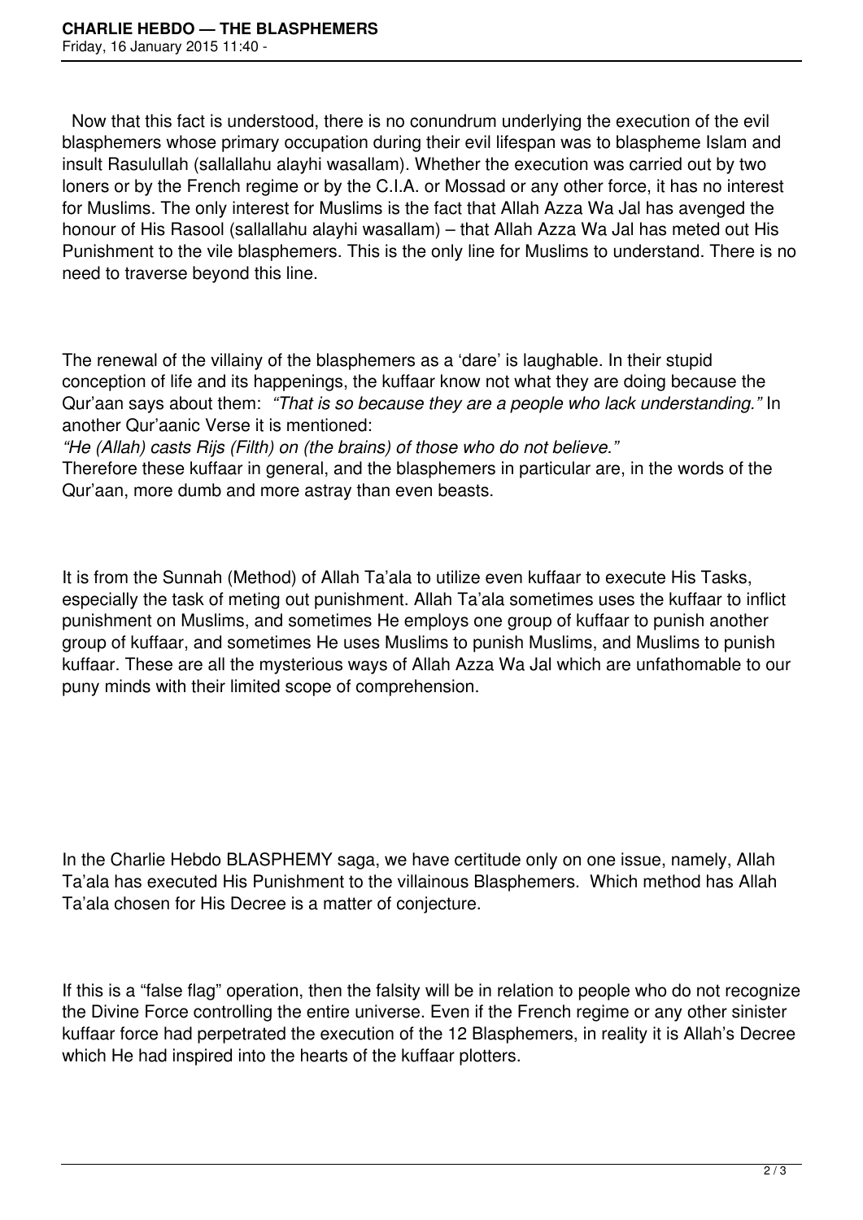Now that this fact is understood, there is no conundrum underlying the execution of the evil blasphemers whose primary occupation during their evil lifespan was to blaspheme Islam and insult Rasulullah (sallallahu alayhi wasallam). Whether the execution was carried out by two loners or by the French regime or by the C.I.A. or Mossad or any other force, it has no interest for Muslims. The only interest for Muslims is the fact that Allah Azza Wa Jal has avenged the honour of His Rasool (sallallahu alayhi wasallam) – that Allah Azza Wa Jal has meted out His Punishment to the vile blasphemers. This is the only line for Muslims to understand. There is no need to traverse beyond this line.

The renewal of the villainy of the blasphemers as a 'dare' is laughable. In their stupid conception of life and its happenings, the kuffaar know not what they are doing because the Qur'aan says about them: *"That is so because they are a people who lack understanding."* In another Qur'aanic Verse it is mentioned:
*"He (Allah) casts Rijs (Filth) on (the brains) of those who do not believe."*
Therefore these kuffaar in general, and the blasphemers in particular are, in the words of the Qur'aan, more dumb and more astray than even beasts.

It is from the Sunnah (Method) of Allah Ta'ala to utilize even kuffaar to execute His Tasks, especially the task of meting out punishment. Allah Ta'ala sometimes uses the kuffaar to inflict punishment on Muslims, and sometimes He employs one group of kuffaar to punish another group of kuffaar, and sometimes He uses Muslims to punish Muslims, and Muslims to punish kuffaar. These are all the mysterious ways of Allah Azza Wa Jal which are unfathomable to our puny minds with their limited scope of comprehension.

In the Charlie Hebdo BLASPHEMY saga, we have certitude only on one issue, namely, Allah Ta'ala has executed His Punishment to the villainous Blasphemers. Which method has Allah Ta'ala chosen for His Decree is a matter of conjecture.

If this is a "false flag" operation, then the falsity will be in relation to people who do not recognize the Divine Force controlling the entire universe. Even if the French regime or any other sinister kuffaar force had perpetrated the execution of the 12 Blasphemers, in reality it is Allah's Decree which He had inspired into the hearts of the kuffaar plotters.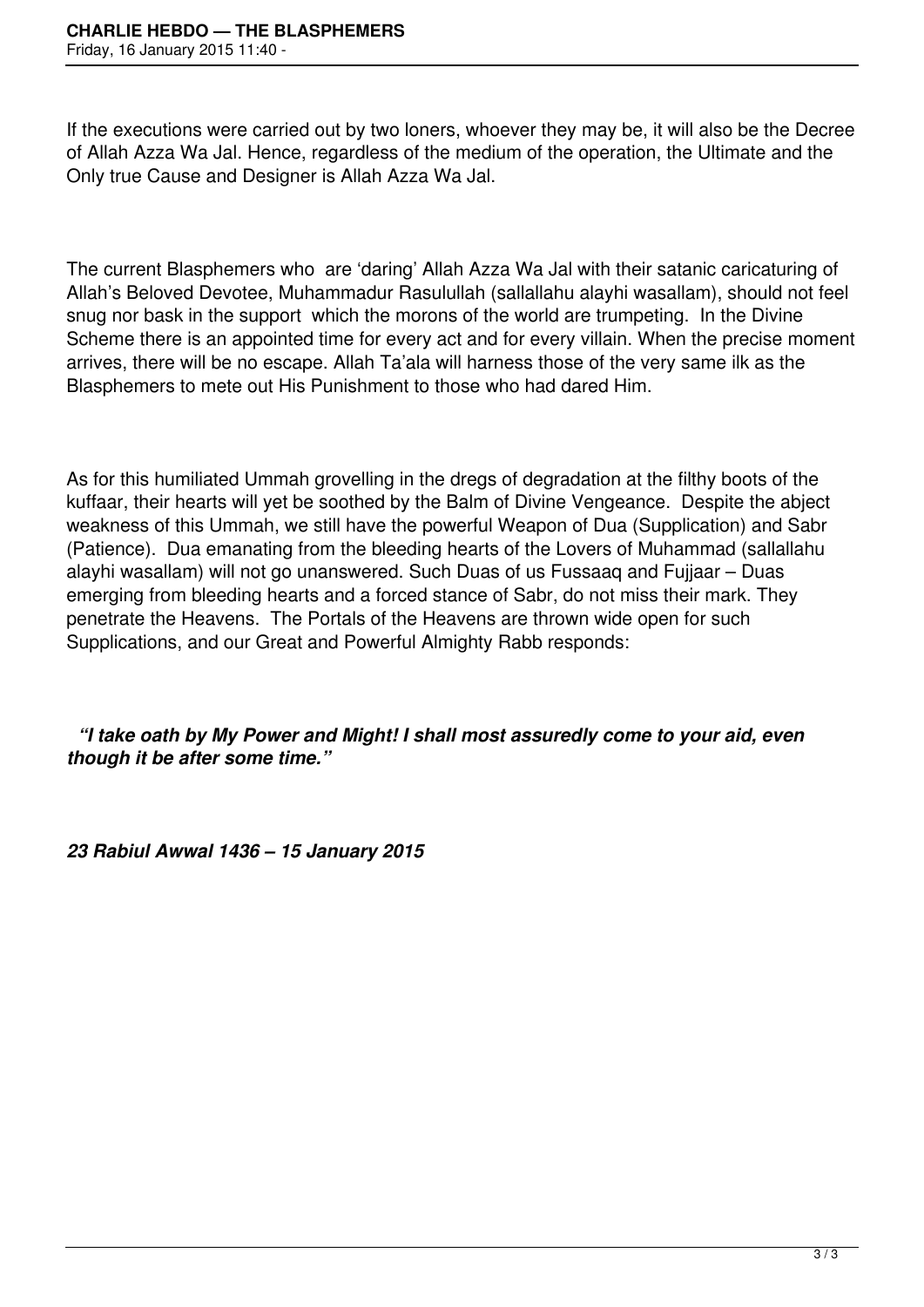If the executions were carried out by two loners, whoever they may be, it will also be the Decree of Allah Azza Wa Jal. Hence, regardless of the medium of the operation, the Ultimate and the Only true Cause and Designer is Allah Azza Wa Jal.

The current Blasphemers who are 'daring' Allah Azza Wa Jal with their satanic caricaturing of Allah's Beloved Devotee, Muhammadur Rasulullah (sallallahu alayhi wasallam), should not feel snug nor bask in the support which the morons of the world are trumpeting. In the Divine Scheme there is an appointed time for every act and for every villain. When the precise moment arrives, there will be no escape. Allah Ta'ala will harness those of the very same ilk as the Blasphemers to mete out His Punishment to those who had dared Him.

As for this humiliated Ummah grovelling in the dregs of degradation at the filthy boots of the kuffaar, their hearts will yet be soothed by the Balm of Divine Vengeance. Despite the abject weakness of this Ummah, we still have the powerful Weapon of Dua (Supplication) and Sabr (Patience). Dua emanating from the bleeding hearts of the Lovers of Muhammad (sallallahu alayhi wasallam) will not go unanswered. Such Duas of us Fussaaq and Fujjaar – Duas emerging from bleeding hearts and a forced stance of Sabr, do not miss their mark. They penetrate the Heavens. The Portals of the Heavens are thrown wide open for such Supplications, and our Great and Powerful Almighty Rabb responds:

***"I take oath by My Power and Might! I shall most assuredly come to your aid, even though it be after some time."***

***23 Rabiul Awwal 1436 – 15 January 2015***